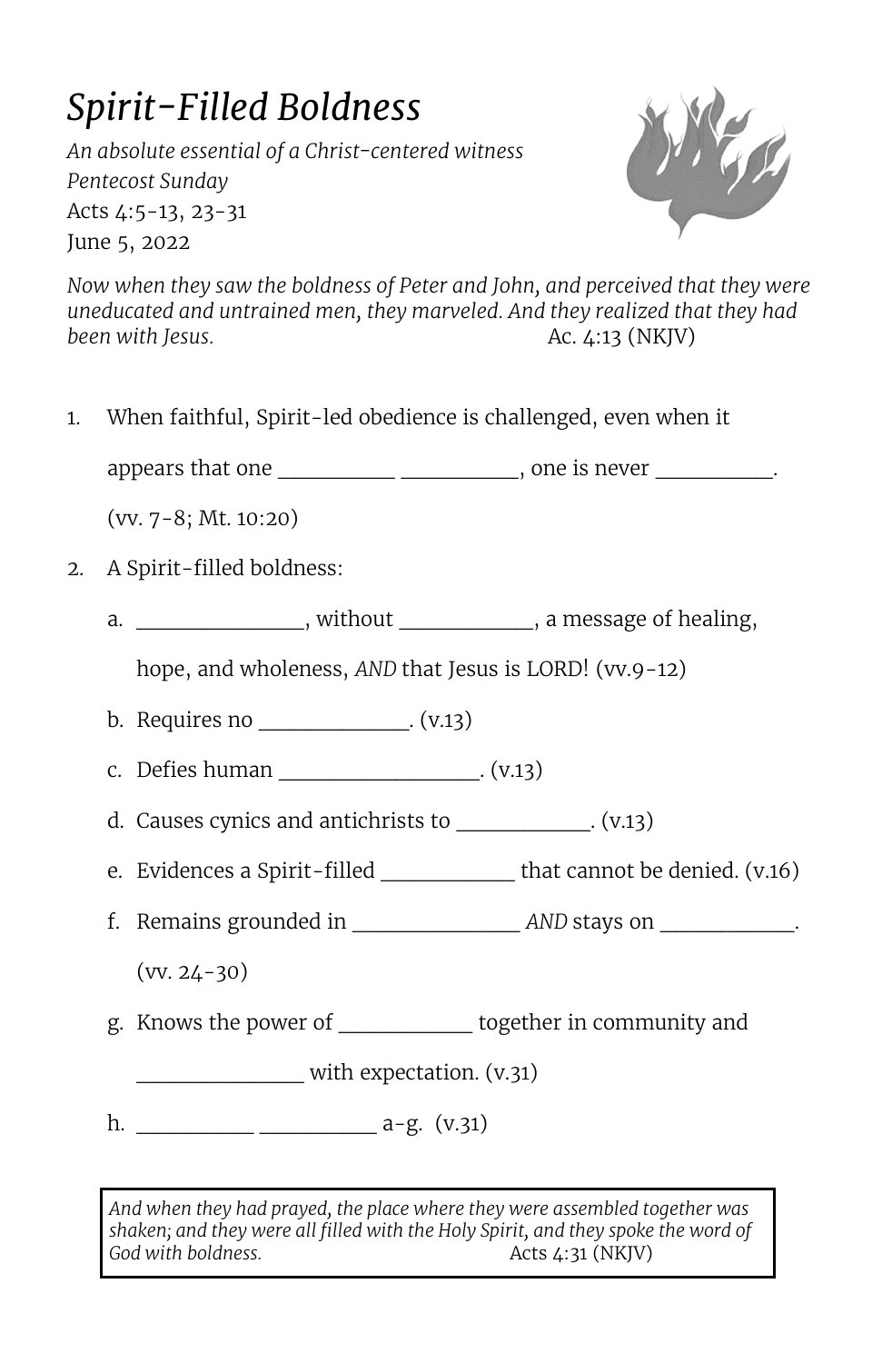# *Spirit-Filled Boldness*

*An absolute essential of a Christ-centered witness*
*Pentecost Sunday*
Acts 4:5-13, 23-31
June 5, 2022

*Now when they saw the boldness of Peter and John, and perceived that they were uneducated and untrained men, they marveled. And they realized that they had been with Jesus.* Ac. 4:13 (NKJV)

1. When faithful, Spirit-led obedience is challenged, even when it appears that one __________ __________, one is never __________. (vv. 7-8; Mt. 10:20)
2. A Spirit-filled boldness:
   a. ______________, without ___________, a message of healing, hope, and wholeness, *AND* that Jesus is LORD! (vv.9-12)
   b. Requires no _____________. (v.13)
   c. Defies human _________________. (v.13)
   d. Causes cynics and antichrists to ___________. (v.13)
   e. Evidences a Spirit-filled ___________ that cannot be denied. (v.16)
   f. Remains grounded in ______________ *AND* stays on ___________. (vv. 24-30)
   g. Knows the power of ___________ together in community and ______________ with expectation. (v.31)
   h. __________ __________ a-g. (v.31)

> *And when they had prayed, the place where they were assembled together was shaken; and they were all filled with the Holy Spirit, and they spoke the word of God with boldness.* Acts 4:31 (NKJV)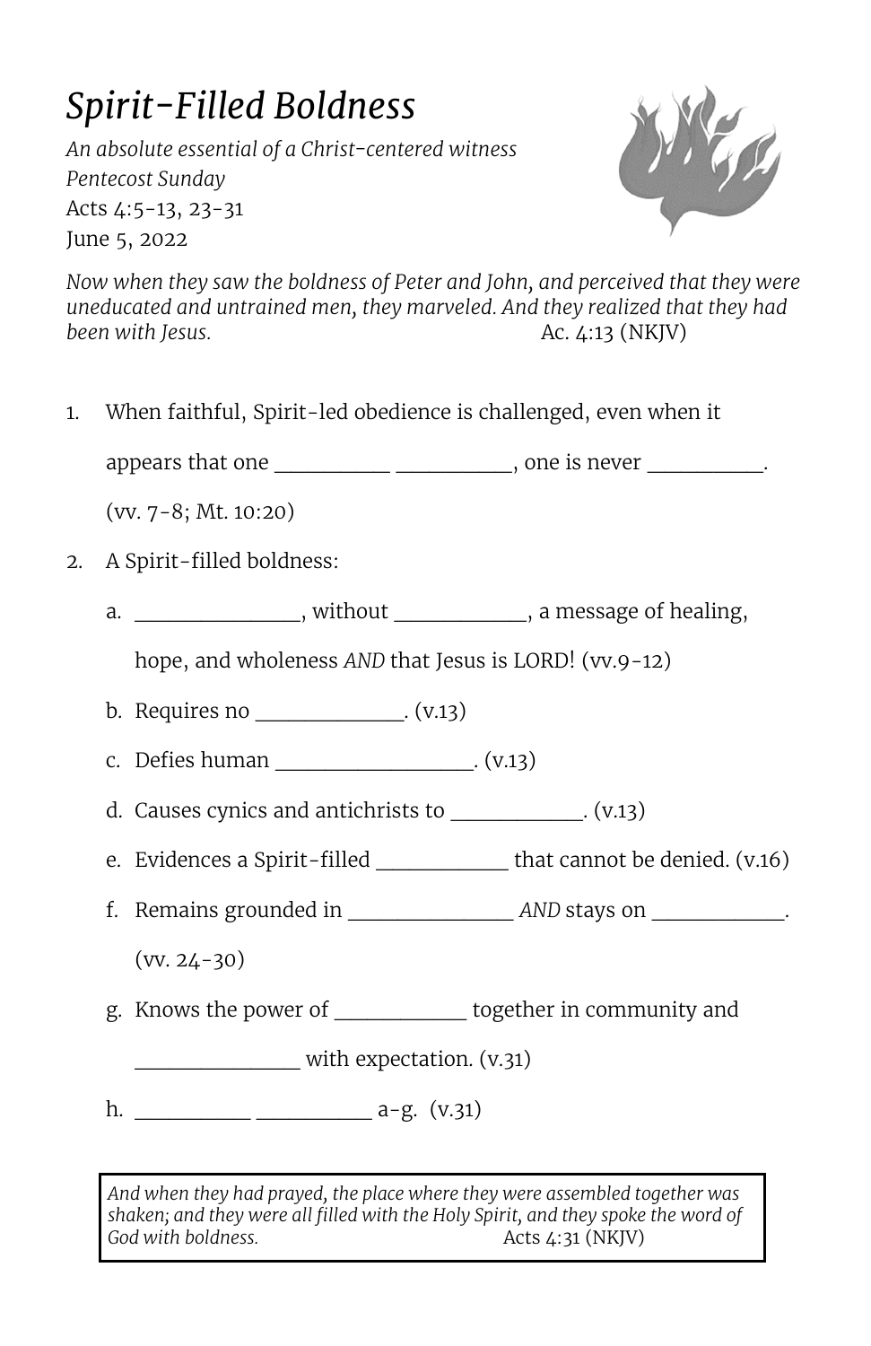# *Spirit-Filled Boldness*

*An absolute essential of a Christ-centered witness*
*Pentecost Sunday*
Acts 4:5-13, 23-31
June 5, 2022

*Now when they saw the boldness of Peter and John, and perceived that they were uneducated and untrained men, they marveled. And they realized that they had been with Jesus.* Ac. 4:13 (NKJV)

1. When faithful, Spirit-led obedience is challenged, even when it appears that one __________ __________, one is never __________. (vv. 7-8; Mt. 10:20)
2. A Spirit-filled boldness:
   a. ______________, without ___________, a message of healing, hope, and wholeness *AND* that Jesus is LORD! (vv.9-12)
   b. Requires no _____________. (v.13)
   c. Defies human _________________. (v.13)
   d. Causes cynics and antichrists to ___________. (v.13)
   e. Evidences a Spirit-filled ___________ that cannot be denied. (v.16)
   f. Remains grounded in ______________ *AND* stays on ___________. (vv. 24-30)
   g. Knows the power of ___________ together in community and ______________ with expectation. (v.31)
   h. __________ __________ a-g. (v.31)

*And when they had prayed, the place where they were assembled together was shaken; and they were all filled with the Holy Spirit, and they spoke the word of God with boldness.* Acts 4:31 (NKJV)